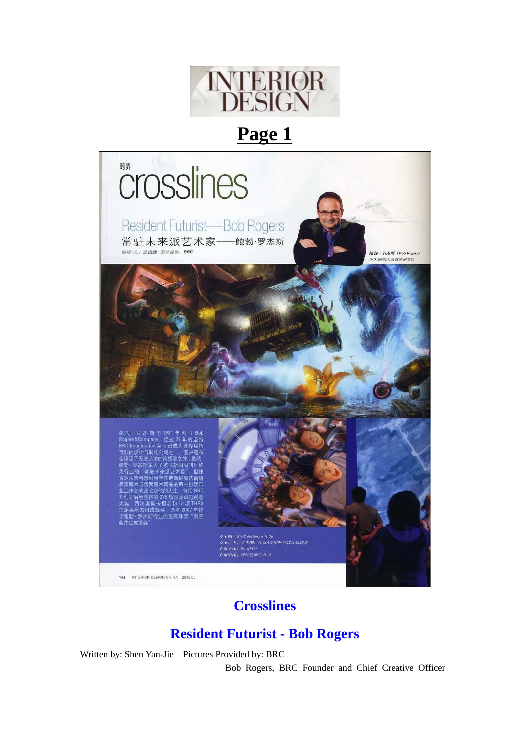# INTERIOR DESIGN

## Page 1

跨界

# crosslines

Resident Futurist—Bob Rogers

常驻未来派艺术家——鲍勃·罗杰斯

编辑/文：沈艳婕 图片提供：BRC

鲍勃·罗杰斯（Bob Rogers）
BRC创始人及首席创意官

鲍勃·罗杰斯于1981年创立Bob Rogers&Company，经过29年的坚持，BRC Imagination Arts已成为世界屈指可数的设计与制作公司之一，客户遍布全球除了无法造访的南极洲之外。显然，鲍勃·罗杰斯本人虽被《新闻周刊》称为行业的"常驻未来派艺术家"，但他肯定从未料想到当年在迪斯尼魔法商店表演魔术与售卖魔术商品的第一份娱乐业工作会就此改变他的人生。包括BRC开创之后所获得的275项国际卓越创意大奖、两次奥斯卡提名和16项THEA主题娱乐杰出成就奖，乃至2007年授予鲍勃·罗杰斯行业内最高殊荣"剧院奖终生成就奖"。

左上图：SYFY Network Ride
左下、中、右下图：NASA美国航空航天局肯尼迪
右页上图：Ford展厅
右页中图：沃特迪斯尼公司

## Crosslines

## Resident Futurist - Bob Rogers

Written by: Shen Yan-Jie    Pictures Provided by: BRC

Bob Rogers, BRC Founder and Chief Creative Officer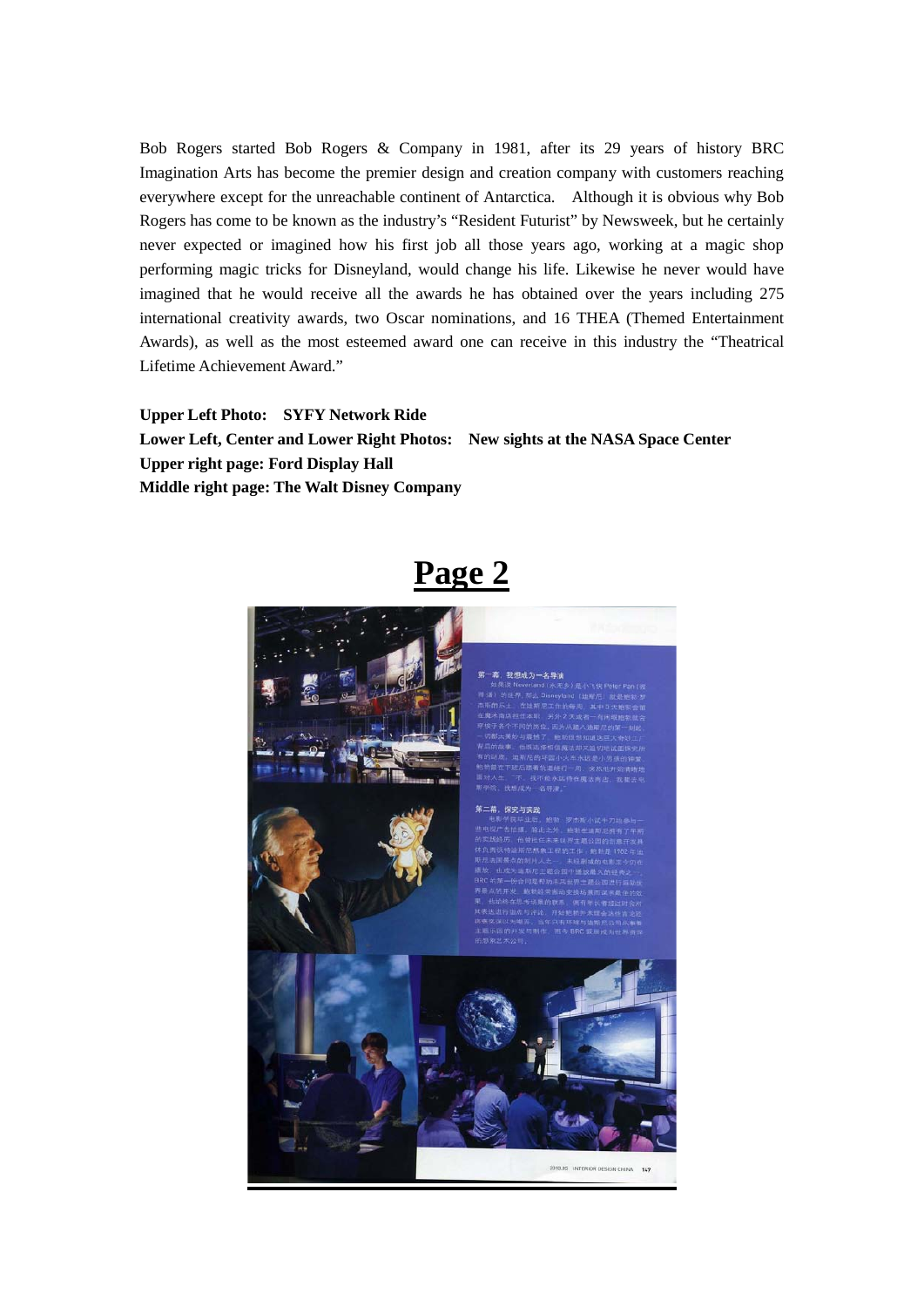Bob Rogers started Bob Rogers & Company in 1981, after its 29 years of history BRC Imagination Arts has become the premier design and creation company with customers reaching everywhere except for the unreachable continent of Antarctica. Although it is obvious why Bob Rogers has come to be known as the industry's "Resident Futurist" by Newsweek, but he certainly never expected or imagined how his first job all those years ago, working at a magic shop performing magic tricks for Disneyland, would change his life. Likewise he never would have imagined that he would receive all the awards he has obtained over the years including 275 international creativity awards, two Oscar nominations, and 16 THEA (Themed Entertainment Awards), as well as the most esteemed award one can receive in this industry the "Theatrical Lifetime Achievement Award."

**Upper Left Photo: SYFY Network Ride**

**Lower Left, Center and Lower Right Photos: New sights at the NASA Space Center**

**Upper right page: Ford Display Hall**

**Middle right page: The Walt Disney Company**

# Page 2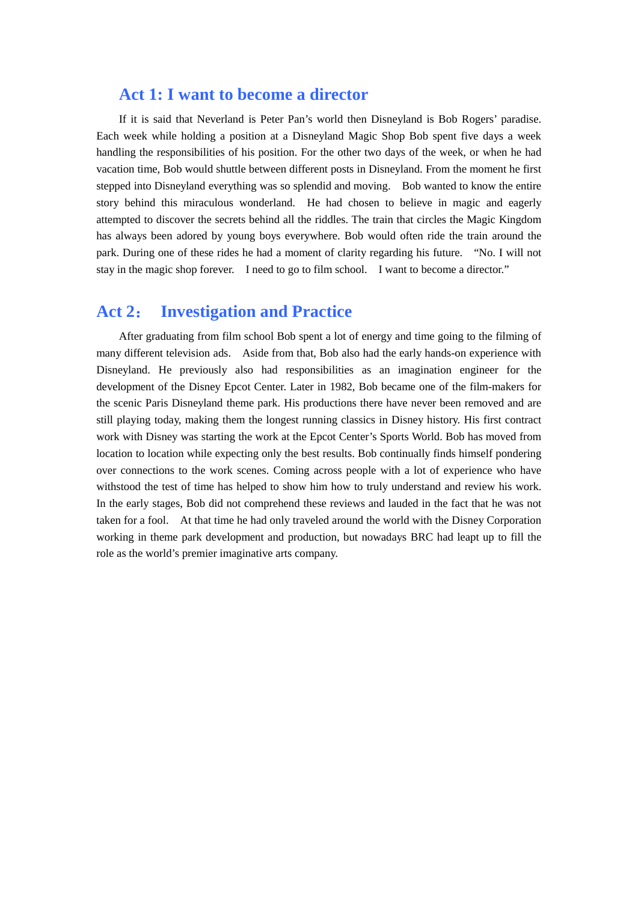## Act 1: I want to become a director

If it is said that Neverland is Peter Pan's world then Disneyland is Bob Rogers' paradise. Each week while holding a position at a Disneyland Magic Shop Bob spent five days a week handling the responsibilities of his position. For the other two days of the week, or when he had vacation time, Bob would shuttle between different posts in Disneyland. From the moment he first stepped into Disneyland everything was so splendid and moving. Bob wanted to know the entire story behind this miraculous wonderland. He had chosen to believe in magic and eagerly attempted to discover the secrets behind all the riddles. The train that circles the Magic Kingdom has always been adored by young boys everywhere. Bob would often ride the train around the park. During one of these rides he had a moment of clarity regarding his future. "No. I will not stay in the magic shop forever. I need to go to film school. I want to become a director."

## Act 2： Investigation and Practice

After graduating from film school Bob spent a lot of energy and time going to the filming of many different television ads. Aside from that, Bob also had the early hands-on experience with Disneyland. He previously also had responsibilities as an imagination engineer for the development of the Disney Epcot Center. Later in 1982, Bob became one of the film-makers for the scenic Paris Disneyland theme park. His productions there have never been removed and are still playing today, making them the longest running classics in Disney history. His first contract work with Disney was starting the work at the Epcot Center's Sports World. Bob has moved from location to location while expecting only the best results. Bob continually finds himself pondering over connections to the work scenes. Coming across people with a lot of experience who have withstood the test of time has helped to show him how to truly understand and review his work. In the early stages, Bob did not comprehend these reviews and lauded in the fact that he was not taken for a fool. At that time he had only traveled around the world with the Disney Corporation working in theme park development and production, but nowadays BRC had leapt up to fill the role as the world's premier imaginative arts company.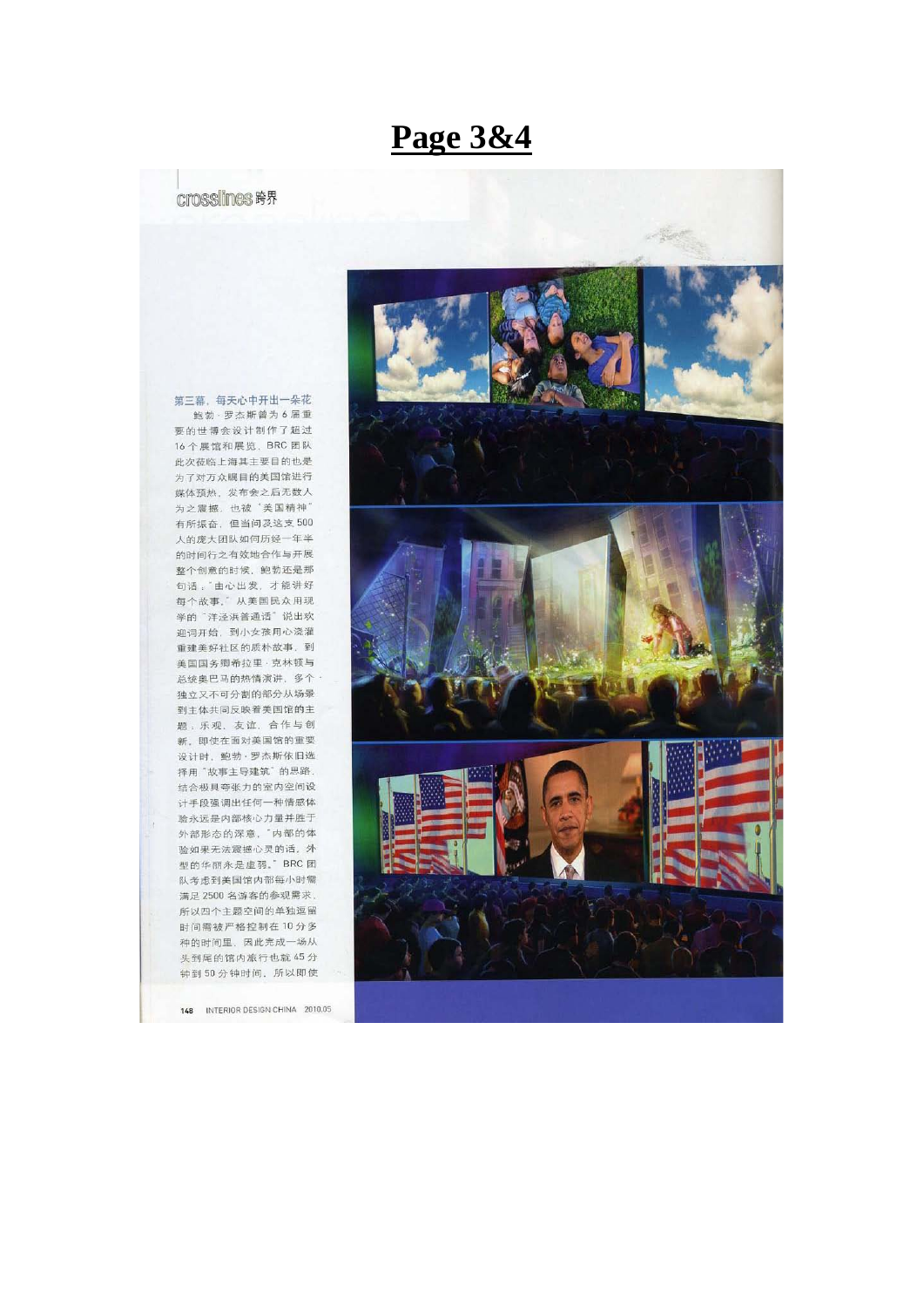# Page 3&4

crosslines 跨界

第三幕，每天心中开出一朵花

鲍勃·罗杰斯曾为6届重要的世博会设计制作了超过16个展馆和展览，BRC团队此次莅临上海其主要目的也是为了对万众瞩目的美国馆进行媒体预热，发布会之后无数人为之震撼，也被"美国精神"有所振奋，但当问及这支500人的庞大团队如何历经一年半的时间行之有效地合作与开展整个创意的时候，鲍勃还是那句话："由心出发，才能讲好每个故事。"从美国民众用现学的"洋泾浜普通话"说出欢迎词开始，到小女孩用心浇灌重建美好社区的质朴故事，到美国国务卿希拉里·克林顿与总统奥巴马的热情演讲，多个独立又不可分割的部分从场景到主体共同反映着美国馆的主题：乐观、友谊、合作与创新。即使在面对美国馆的重要设计时，鲍勃·罗杰斯依旧选择用"故事主导建筑"的思路，结合极具夸张力的室内空间设计手段强调出任何一种情感体验永远是内部核心力量并胜于外部形态的深意，"内部的体验如果无法震撼心灵的话，外型的华丽永是虚弱。"BRC团队考虑到美国馆内部每小时需满足2500名游客的参观需求，所以四个主题空间的单独逗留时间需被严格控制在10分多钟的时间里，因此完成一场从头到尾的馆内旅行也就45分钟到50分钟时间，所以即使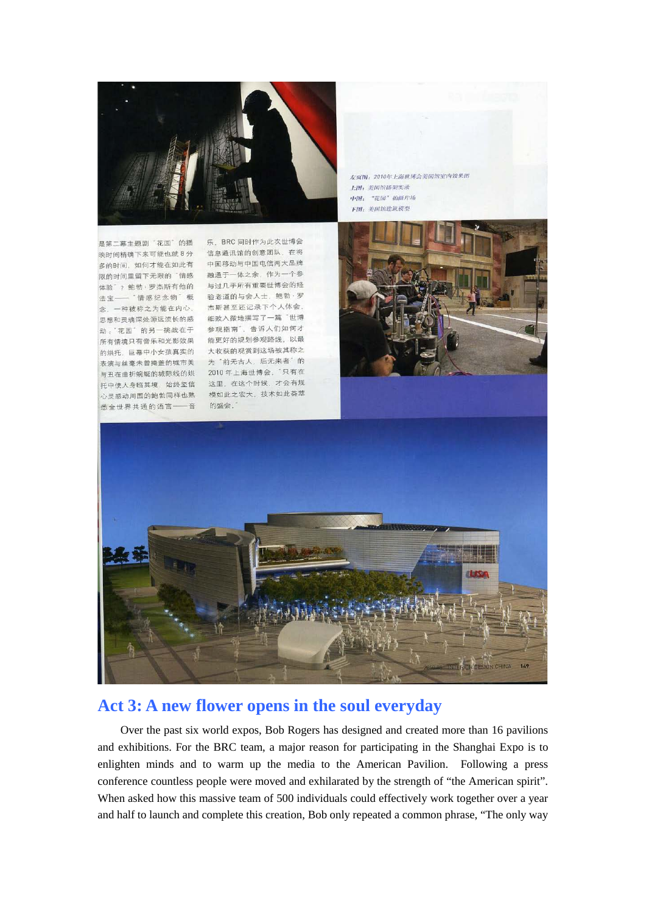左页图：2010年上海世博会美国馆室内效果图
上图：美国馆搭架实录
中图："花园"拍摄片场
下图：美国馆建筑模型

是第二幕主题剧"花园"的播映时间精确下来可能也就8分多的时间，如何才能在如此有限的时间里留下无限的"情感体验"？鲍勃·罗杰斯有他的法宝——"情感纪念物"概念，一种被称之为能在内心、思想和灵魂深处源远流长的感动；"花园"的另一挑战在于所有情境只有音乐和光影效果的烘托，巨幕中小女孩真实的表演与丝毫未曾掩盖的城市美与丑在曲折蜿蜒的城际线的烘托中使人身临其境，始终坚信心灵感动周围的鲍勃同样也熟悉全世界共通的语言——音乐。BRC同时作为此次世博会信息通讯馆的创意团队，在将中国移动与中国电信两大品牌融通于一体之余，作为一个参与过几乎所有重要世博会的经验老道的与会人士，鲍勃·罗杰斯甚至还记录下个人体会，细致入微地撰写了一篇"世博参观指南"，告诉人们如何才能更好的规划参观路线，以最大收获的观赏到这场被其称之为"前无古人，后无来者"的2010年上海世博会，"只有在这里，在这个时候，才会有规模如此之宏大，技术如此荟萃的盛会。"

## Act 3: A new flower opens in the soul everyday

Over the past six world expos, Bob Rogers has designed and created more than 16 pavilions and exhibitions. For the BRC team, a major reason for participating in the Shanghai Expo is to enlighten minds and to warm up the media to the American Pavilion. Following a press conference countless people were moved and exhilarated by the strength of "the American spirit". When asked how this massive team of 500 individuals could effectively work together over a year and half to launch and complete this creation, Bob only repeated a common phrase, "The only way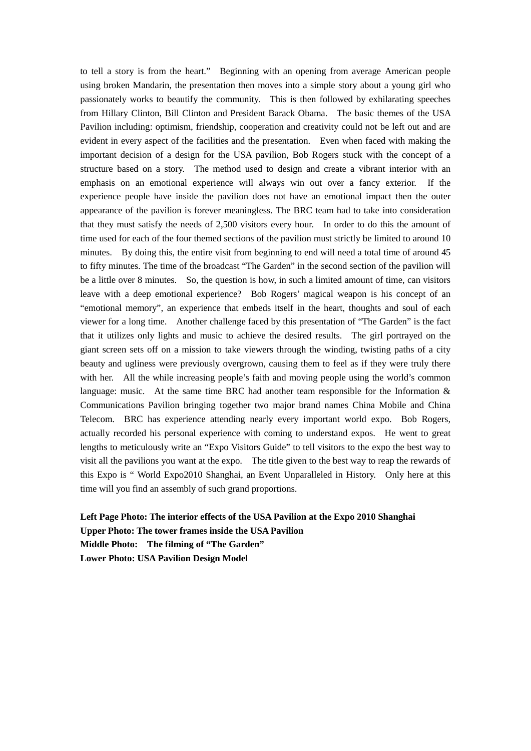to tell a story is from the heart." Beginning with an opening from average American people using broken Mandarin, the presentation then moves into a simple story about a young girl who passionately works to beautify the community. This is then followed by exhilarating speeches from Hillary Clinton, Bill Clinton and President Barack Obama. The basic themes of the USA Pavilion including: optimism, friendship, cooperation and creativity could not be left out and are evident in every aspect of the facilities and the presentation. Even when faced with making the important decision of a design for the USA pavilion, Bob Rogers stuck with the concept of a structure based on a story. The method used to design and create a vibrant interior with an emphasis on an emotional experience will always win out over a fancy exterior. If the experience people have inside the pavilion does not have an emotional impact then the outer appearance of the pavilion is forever meaningless. The BRC team had to take into consideration that they must satisfy the needs of 2,500 visitors every hour. In order to do this the amount of time used for each of the four themed sections of the pavilion must strictly be limited to around 10 minutes. By doing this, the entire visit from beginning to end will need a total time of around 45 to fifty minutes. The time of the broadcast "The Garden" in the second section of the pavilion will be a little over 8 minutes. So, the question is how, in such a limited amount of time, can visitors leave with a deep emotional experience? Bob Rogers' magical weapon is his concept of an "emotional memory", an experience that embeds itself in the heart, thoughts and soul of each viewer for a long time. Another challenge faced by this presentation of "The Garden" is the fact that it utilizes only lights and music to achieve the desired results. The girl portrayed on the giant screen sets off on a mission to take viewers through the winding, twisting paths of a city beauty and ugliness were previously overgrown, causing them to feel as if they were truly there with her. All the while increasing people's faith and moving people using the world's common language: music. At the same time BRC had another team responsible for the Information & Communications Pavilion bringing together two major brand names China Mobile and China Telecom. BRC has experience attending nearly every important world expo. Bob Rogers, actually recorded his personal experience with coming to understand expos. He went to great lengths to meticulously write an "Expo Visitors Guide" to tell visitors to the expo the best way to visit all the pavilions you want at the expo. The title given to the best way to reap the rewards of this Expo is " World Expo2010 Shanghai, an Event Unparalleled in History. Only here at this time will you find an assembly of such grand proportions.

**Left Page Photo: The interior effects of the USA Pavilion at the Expo 2010 Shanghai**
**Upper Photo: The tower frames inside the USA Pavilion**
**Middle Photo: The filming of "The Garden"**
**Lower Photo: USA Pavilion Design Model**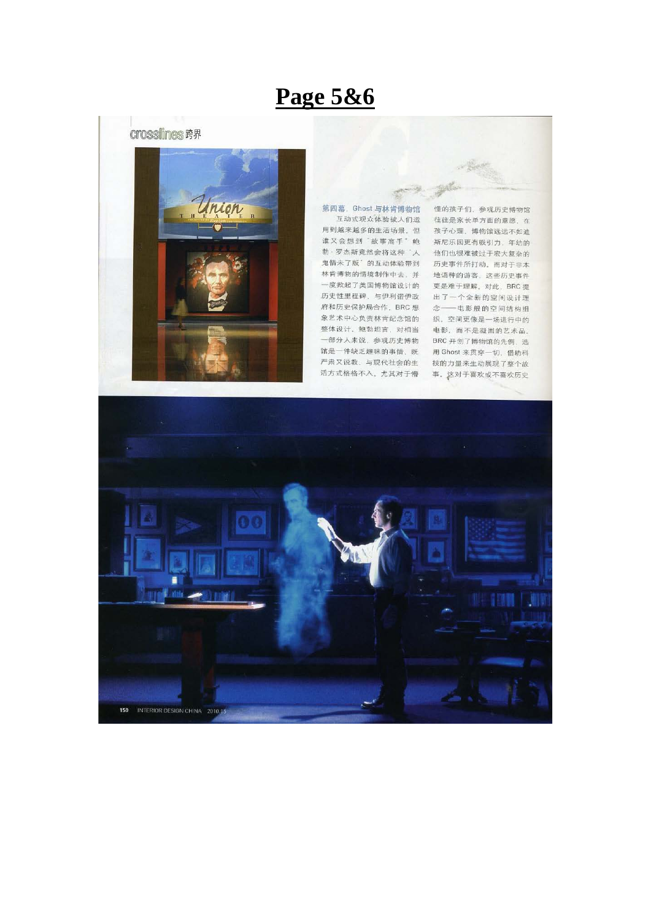# Page 5&6

crosslines 跨界

第四幕. Ghost 与林肯博物馆

互动式观众体验被人们运用到越来越多的生活场景。但谁又会想到"故事高手"鲍勃·罗杰斯竟然会将这种"人鬼情未了版"的互动体验带到林肯博物馆的情境制作中去，并一度掀起了美国博物馆设计的历史性里程碑。与伊利诺伊政府和历史保护局合作，BRC 想象艺术中心负责林肯纪念馆的整体设计。鲍勃坦言，对相当一部分人来说，参观历史博物馆是一件缺乏趣味的事情，既严肃又说教，与现代社会的生活方式格格不入。尤其对于懵懂的孩子们，参观历史博物馆往往是家长单方面的意愿，在孩子心理，博物馆远远不如迪斯尼乐园更有吸引力，年幼的他们也很难被过于宏大复杂的历史事件所打动。而对于非本地语种的游客，这些历史事件更是难于理解。对此，BRC 提出了一个全新的空间设计理念——电影般的空间结构组织，空间更像是一场进行中的电影，而不是凝固的艺术品。BRC 开创了博物馆的先例，选用 Ghost 来贯穿一切，借助科技的力量来生动展现了整个故事。这对于喜欢或不喜欢历史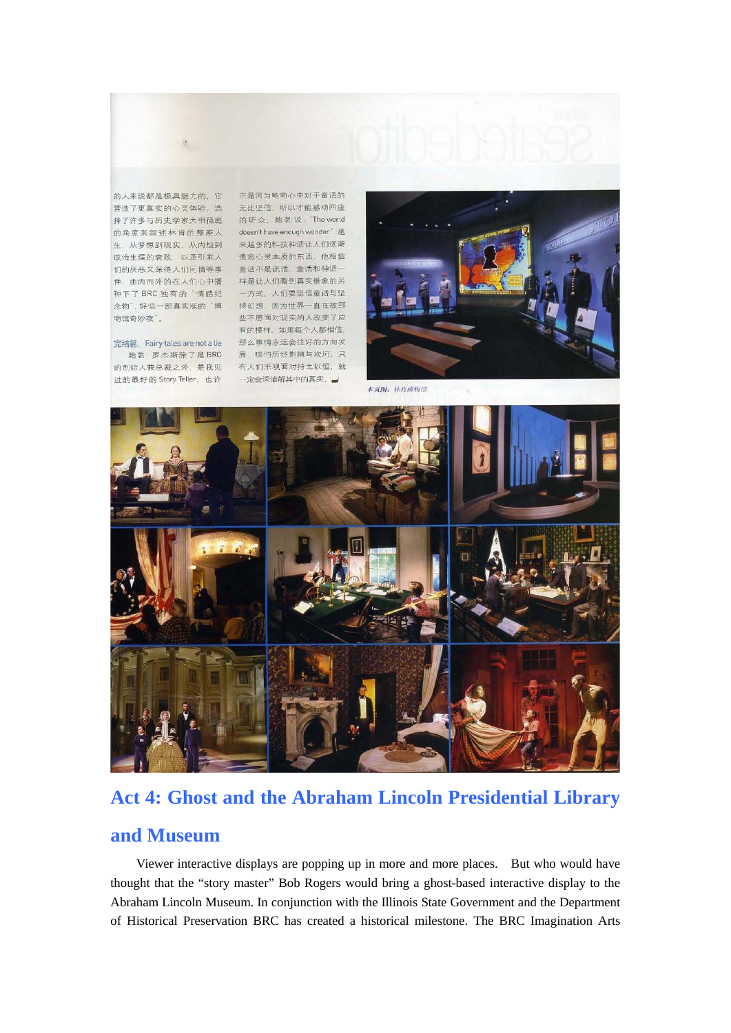的人来说都是极具魅力的，它营造了更真实的心灵体验，选择了许多与历史学家大相径庭的角度来叙述林肯的整座人生，从梦想到现实，从内战到政治生涯的衰败，以及引来人们的厌恶又深得人们同情等事件，由内而外的在人们心中播种下了BRC独有的"情感纪念物"，好似一部真实版的"博物馆奇妙夜"。

完结篇，Fairy tales are not a lie

鲍勃·罗杰斯除了是BRC的创始人兼总裁之外，是我见过的最好的Story Teller，也许正是因为鲍勃心中对于童话的无比坚信，所以才能感动四座的听众。鲍勃说："The world doesn't have enough wonder." 越来越多的科技神话让人们逐渐遗忘心灵本质的东西，他相信童话不是谎话，童话和神话一样是让人们看到真实景象的另一方式，人们要坚信童话与坚持幻想，因为世界一直在被那些不愿面对现实的人改变了应有的模样，如果每个人都相信，那么事情永远会往好的方向发展，哪怕历经荆棘与坎坷，只有人们乐观面对持之以恒，就一定会深谙解其中的真实。

本页图：林肯博物馆

## Act 4: Ghost and the Abraham Lincoln Presidential Library and Museum

Viewer interactive displays are popping up in more and more places. But who would have thought that the "story master" Bob Rogers would bring a ghost-based interactive display to the Abraham Lincoln Museum. In conjunction with the Illinois State Government and the Department of Historical Preservation BRC has created a historical milestone. The BRC Imagination Arts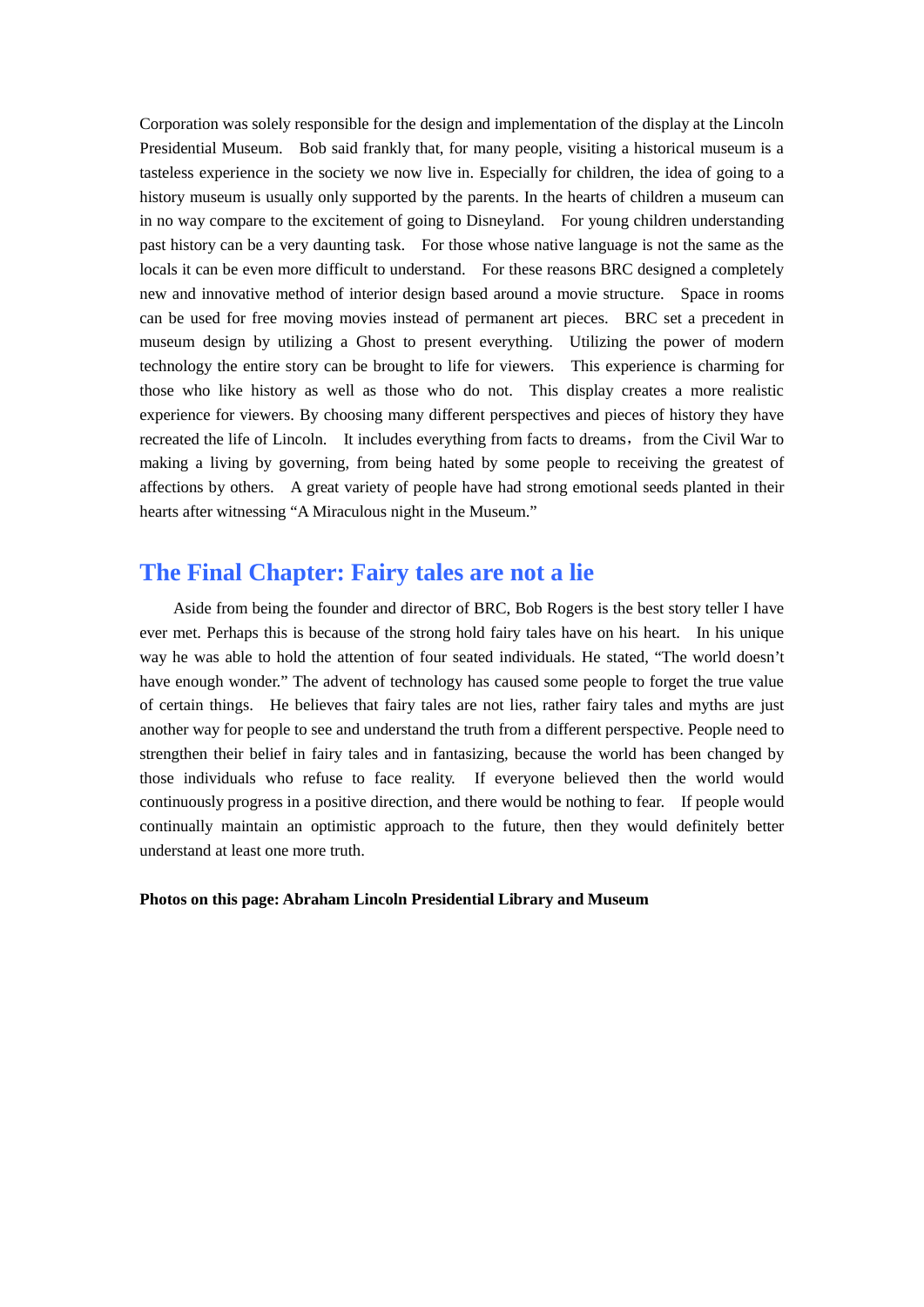Corporation was solely responsible for the design and implementation of the display at the Lincoln Presidential Museum. Bob said frankly that, for many people, visiting a historical museum is a tasteless experience in the society we now live in. Especially for children, the idea of going to a history museum is usually only supported by the parents. In the hearts of children a museum can in no way compare to the excitement of going to Disneyland. For young children understanding past history can be a very daunting task. For those whose native language is not the same as the locals it can be even more difficult to understand. For these reasons BRC designed a completely new and innovative method of interior design based around a movie structure. Space in rooms can be used for free moving movies instead of permanent art pieces. BRC set a precedent in museum design by utilizing a Ghost to present everything. Utilizing the power of modern technology the entire story can be brought to life for viewers. This experience is charming for those who like history as well as those who do not. This display creates a more realistic experience for viewers. By choosing many different perspectives and pieces of history they have recreated the life of Lincoln. It includes everything from facts to dreams，from the Civil War to making a living by governing, from being hated by some people to receiving the greatest of affections by others. A great variety of people have had strong emotional seeds planted in their hearts after witnessing "A Miraculous night in the Museum."

## The Final Chapter: Fairy tales are not a lie

Aside from being the founder and director of BRC, Bob Rogers is the best story teller I have ever met. Perhaps this is because of the strong hold fairy tales have on his heart. In his unique way he was able to hold the attention of four seated individuals. He stated, "The world doesn't have enough wonder." The advent of technology has caused some people to forget the true value of certain things. He believes that fairy tales are not lies, rather fairy tales and myths are just another way for people to see and understand the truth from a different perspective. People need to strengthen their belief in fairy tales and in fantasizing, because the world has been changed by those individuals who refuse to face reality. If everyone believed then the world would continuously progress in a positive direction, and there would be nothing to fear. If people would continually maintain an optimistic approach to the future, then they would definitely better understand at least one more truth.

**Photos on this page: Abraham Lincoln Presidential Library and Museum**